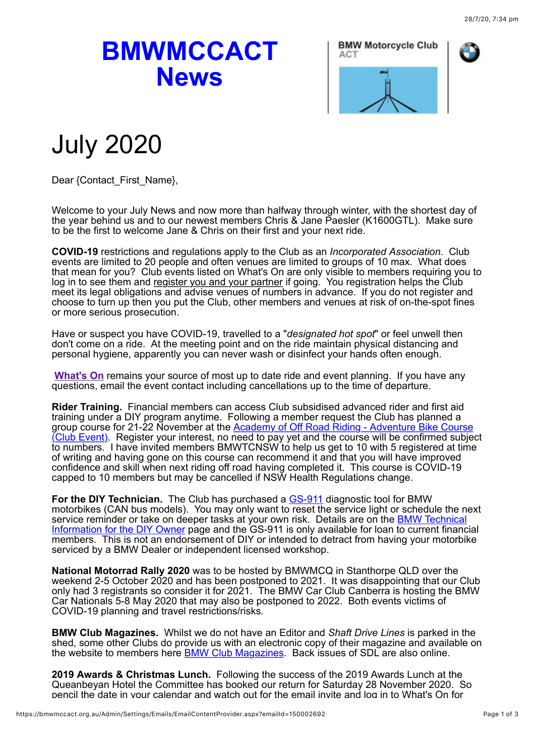// BMWMCCACT News

BMW Motorcycle Club ACT

# July 2020

Dear {Contact_First_Name},

Welcome to your July News and now more than halfway through winter, with the shortest day of the year behind us and to our newest members Chris & Jane Paesler (K1600GTL). Make sure to be the first to welcome Jane & Chris on their first and your next ride.

**COVID-19** restrictions and regulations apply to the Club as an *Incorporated Association*. Club events are limited to 20 people and often venues are limited to groups of 10 max. What does that mean for you? Club events listed on What's On are only visible to members requiring you to log in to see them and register you and your partner if going. You registration helps the Club meet its legal obligations and advise venues of numbers in advance. If you do not register and choose to turn up then you put the Club, other members and venues at risk of on-the-spot fines or more serious prosecution.

Have or suspect you have COVID-19, travelled to a "*designated hot spot*" or feel unwell then don't come on a ride. At the meeting point and on the ride maintain physical distancing and personal hygiene, apparently you can never wash or disinfect your hands often enough.

**What's On** remains your source of most up to date ride and event planning. If you have any questions, email the event contact including cancellations up to the time of departure.

**Rider Training.** Financial members can access Club subsidised advanced rider and first aid training under a DIY program anytime. Following a member request the Club has planned a group course for 21-22 November at the Academy of Off Road Riding - Adventure Bike Course (Club Event). Register your interest, no need to pay yet and the course will be confirmed subject to numbers. I have invited members BMWTCNSW to help us get to 10 with 5 registered at time of writing and having gone on this course can recommend it and that you will have improved confidence and skill when next riding off road having completed it. This course is COVID-19 capped to 10 members but may be cancelled if NSW Health Regulations change.

**For the DIY Technician.** The Club has purchased a GS-911 diagnostic tool for BMW motorbikes (CAN bus models). You may only want to reset the service light or schedule the next service reminder or take on deeper tasks at your own risk. Details are on the BMW Technical Information for the DIY Owner page and the GS-911 is only available for loan to current financial members. This is not an endorsement of DIY or intended to detract from having your motorbike serviced by a BMW Dealer or independent licensed workshop.

**National Motorrad Rally 2020** was to be hosted by BMWMCQ in Stanthorpe QLD over the weekend 2-5 October 2020 and has been postponed to 2021. It was disappointing that our Club only had 3 registrants so consider it for 2021. The BMW Car Club Canberra is hosting the BMW Car Nationals 5-8 May 2020 that may also be postponed to 2022. Both events victims of COVID-19 planning and travel restrictions/risks.

**BMW Club Magazines.** Whilst we do not have an Editor and *Shaft Drive Lines* is parked in the shed, some other Clubs do provide us with an electronic copy of their magazine and available on the website to members here BMW Club Magazines. Back issues of SDL are also online.

**2019 Awards & Christmas Lunch.** Following the success of the 2019 Awards Lunch at the Queanbeyan Hotel the Committee has booked our return for Saturday 28 November 2020. So pencil the date in your calendar and watch out for the email invite and log in to What's On for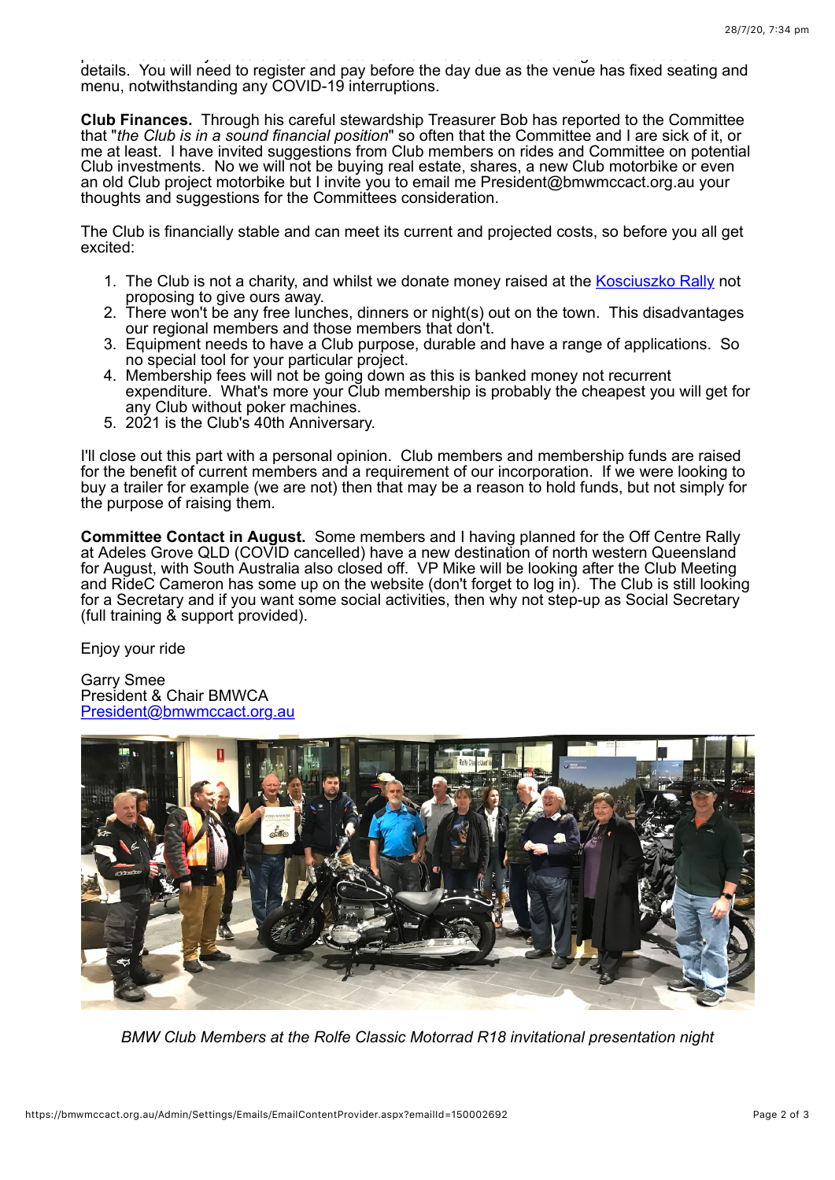details. You will need to register and pay before the day due as the venue has fixed seating and menu, notwithstanding any COVID-19 interruptions.

**Club Finances.** Through his careful stewardship Treasurer Bob has reported to the Committee that "*the Club is in a sound financial position*" so often that the Committee and I are sick of it, or me at least. I have invited suggestions from Club members on rides and Committee on potential Club investments. No we will not be buying real estate, shares, a new Club motorbike or even an old Club project motorbike but I invite you to email me President@bmwmccact.org.au your thoughts and suggestions for the Committees consideration.

The Club is financially stable and can meet its current and projected costs, so before you all get excited:

1. The Club is not a charity, and whilst we donate money raised at the [Kosciuszko Rally](#) not proposing to give ours away.
2. There won't be any free lunches, dinners or night(s) out on the town. This disadvantages our regional members and those members that don't.
3. Equipment needs to have a Club purpose, durable and have a range of applications. So no special tool for your particular project.
4. Membership fees will not be going down as this is banked money not recurrent expenditure. What's more your Club membership is probably the cheapest you will get for any Club without poker machines.
5. 2021 is the Club's 40th Anniversary.

I'll close out this part with a personal opinion. Club members and membership funds are raised for the benefit of current members and a requirement of our incorporation. If we were looking to buy a trailer for example (we are not) then that may be a reason to hold funds, but not simply for the purpose of raising them.

**Committee Contact in August.** Some members and I having planned for the Off Centre Rally at Adeles Grove QLD (COVID cancelled) have a new destination of north western Queensland for August, with South Australia also closed off. VP Mike will be looking after the Club Meeting and RideC Cameron has some up on the website (don't forget to log in). The Club is still looking for a Secretary and if you want some social activities, then why not step-up as Social Secretary (full training & support provided).

Enjoy your ride

Garry Smee
President & Chair BMWCA
[President@bmwmccact.org.au](mailto:President@bmwmccact.org.au)

*BMW Club Members at the Rolfe Classic Motorrad R18 invitational presentation night*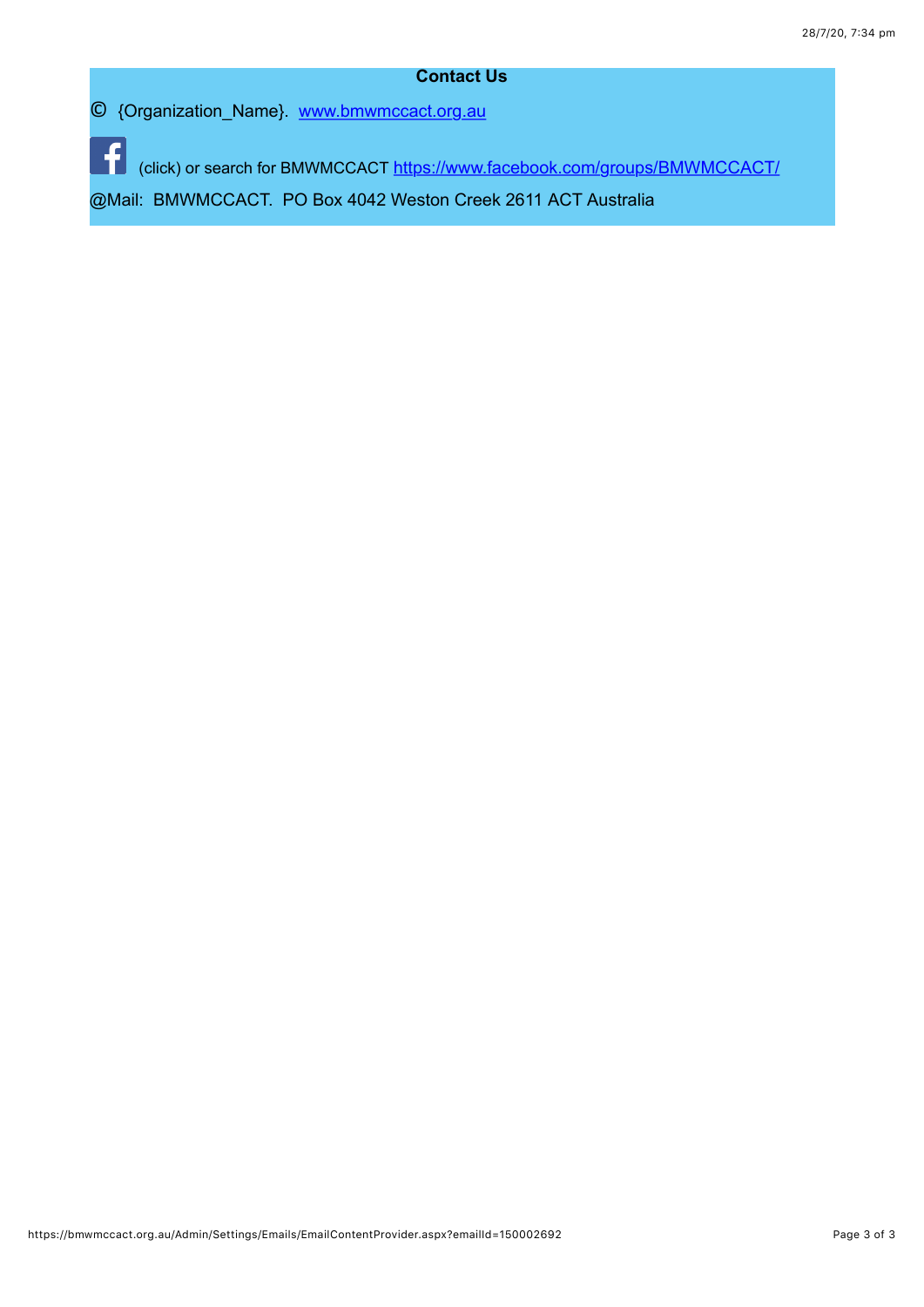**Contact Us**

© {Organization_Name}. [www.bmwmccact.org.au](http://www.bmwmccact.org.au)

(click) or search for BMWMCCACT [https://www.facebook.com/groups/BMWMCCACT/](https://www.facebook.com/groups/BMWMCCACT/)

@Mail: BMWMCCACT. PO Box 4042 Weston Creek 2611 ACT Australia